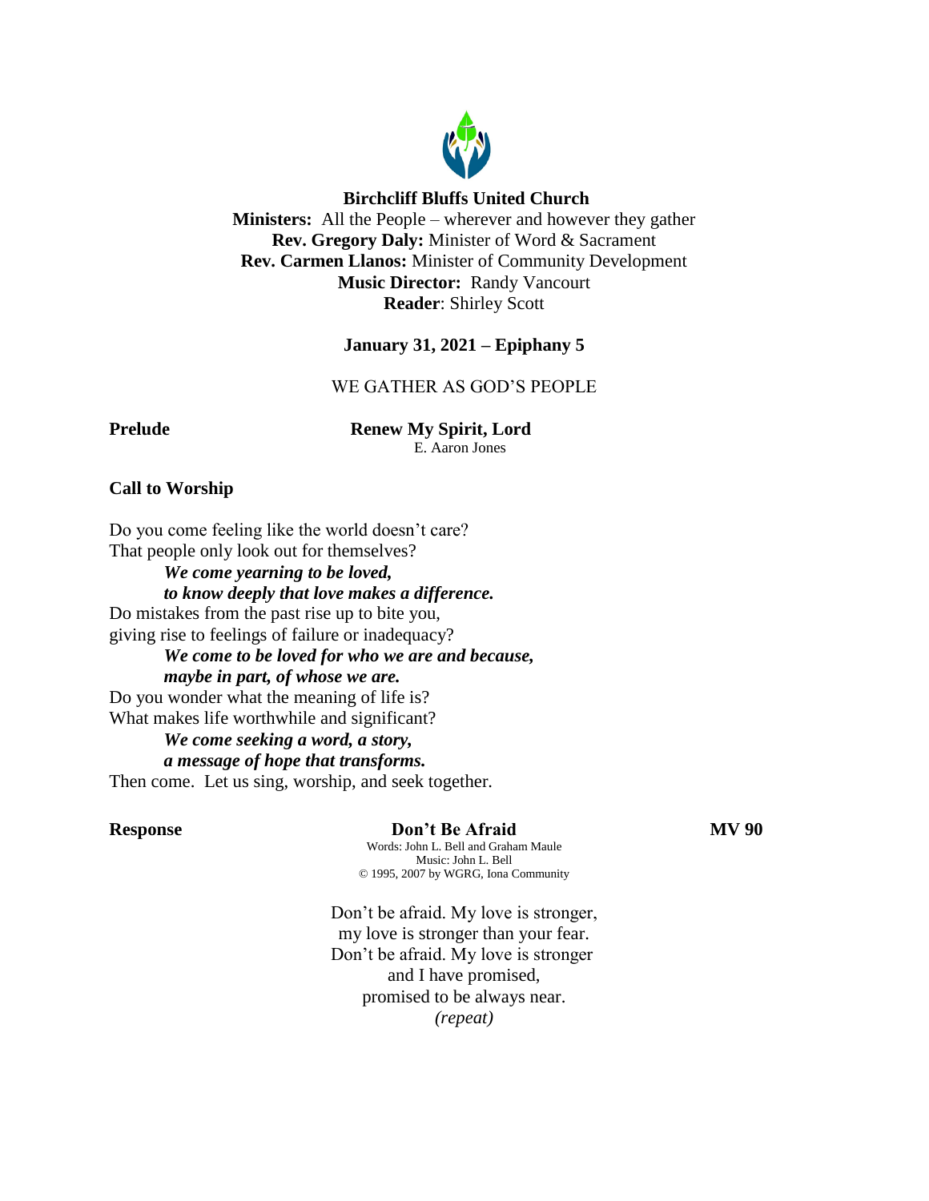**Birchcliff Bluffs United Church**
**Ministers:** All the People – wherever and however they gather
**Rev. Gregory Daly:** Minister of Word & Sacrament
**Rev. Carmen Llanos:** Minister of Community Development
**Music Director:** Randy Vancourt
**Reader**: Shirley Scott

**January 31, 2021 – Epiphany 5**

WE GATHER AS GOD'S PEOPLE

**Prelude** **Renew My Spirit, Lord**
E. Aaron Jones

**Call to Worship**

Do you come feeling like the world doesn't care?
That people only look out for themselves?
***We come yearning to be loved,***
***to know deeply that love makes a difference.***
Do mistakes from the past rise up to bite you,
giving rise to feelings of failure or inadequacy?
***We come to be loved for who we are and because,***
***maybe in part, of whose we are.***
Do you wonder what the meaning of life is?
What makes life worthwhile and significant?
***We come seeking a word, a story,***
***a message of hope that transforms.***
Then come. Let us sing, worship, and seek together.

**Response** **Don't Be Afraid** **MV 90**
Words: John L. Bell and Graham Maule
Music: John L. Bell
© 1995, 2007 by WGRG, Iona Community

Don't be afraid. My love is stronger,
my love is stronger than your fear.
Don't be afraid. My love is stronger
and I have promised,
promised to be always near.
*(repeat)*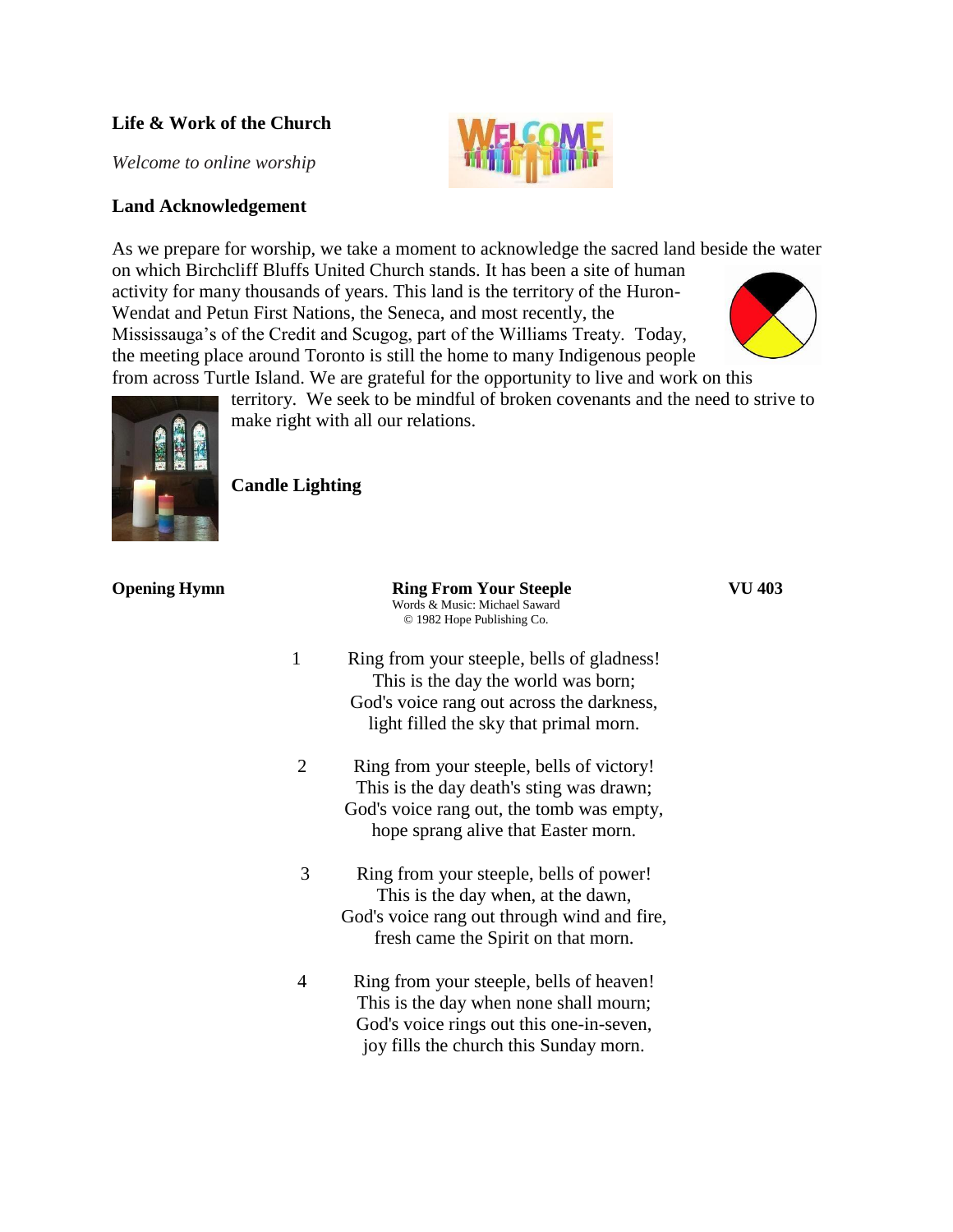**Life & Work of the Church**

*Welcome to online worship*

**Land Acknowledgement**

As we prepare for worship, we take a moment to acknowledge the sacred land beside the water on which Birchcliff Bluffs United Church stands. It has been a site of human activity for many thousands of years. This land is the territory of the Huron-Wendat and Petun First Nations, the Seneca, and most recently, the Mississauga's of the Credit and Scugog, part of the Williams Treaty. Today, the meeting place around Toronto is still the home to many Indigenous people from across Turtle Island. We are grateful for the opportunity to live and work on this territory. We seek to be mindful of broken covenants and the need to strive to make right with all our relations.

**Candle Lighting**

**Opening Hymn** | **Ring From Your Steeple** | **VU 403**

Words & Music: Michael Saward
© 1982 Hope Publishing Co.

1 Ring from your steeple, bells of gladness!
This is the day the world was born;
God's voice rang out across the darkness,
light filled the sky that primal morn.

2 Ring from your steeple, bells of victory!
This is the day death's sting was drawn;
God's voice rang out, the tomb was empty,
hope sprang alive that Easter morn.

3 Ring from your steeple, bells of power!
This is the day when, at the dawn,
God's voice rang out through wind and fire,
fresh came the Spirit on that morn.

4 Ring from your steeple, bells of heaven!
This is the day when none shall mourn;
God's voice rings out this one-in-seven,
joy fills the church this Sunday morn.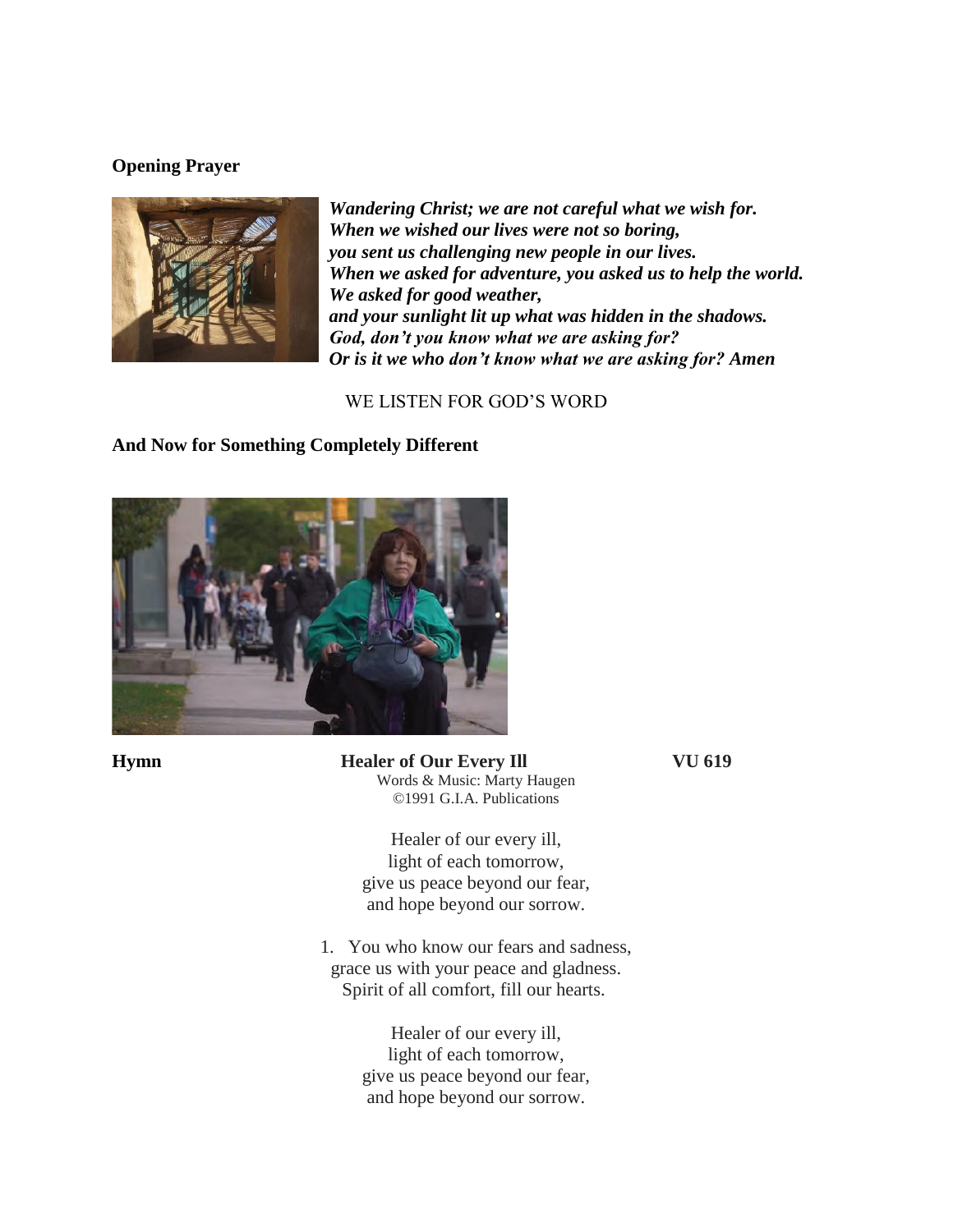**Opening Prayer**

***Wandering Christ; we are not careful what we wish for.***
***When we wished our lives were not so boring,***
***you sent us challenging new people in our lives.***
***When we asked for adventure, you asked us to help the world.***
***We asked for good weather,***
***and your sunlight lit up what was hidden in the shadows.***
***God, don't you know what we are asking for?***
***Or is it we who don't know what we are asking for? Amen***

WE LISTEN FOR GOD'S WORD

**And Now for Something Completely Different**

**Hymn** **Healer of Our Every Ill** **VU 619**

Words & Music: Marty Haugen
©1991 G.I.A. Publications

Healer of our every ill,
light of each tomorrow,
give us peace beyond our fear,
and hope beyond our sorrow.

1. You who know our fears and sadness,
grace us with your peace and gladness.
Spirit of all comfort, fill our hearts.

Healer of our every ill,
light of each tomorrow,
give us peace beyond our fear,
and hope beyond our sorrow.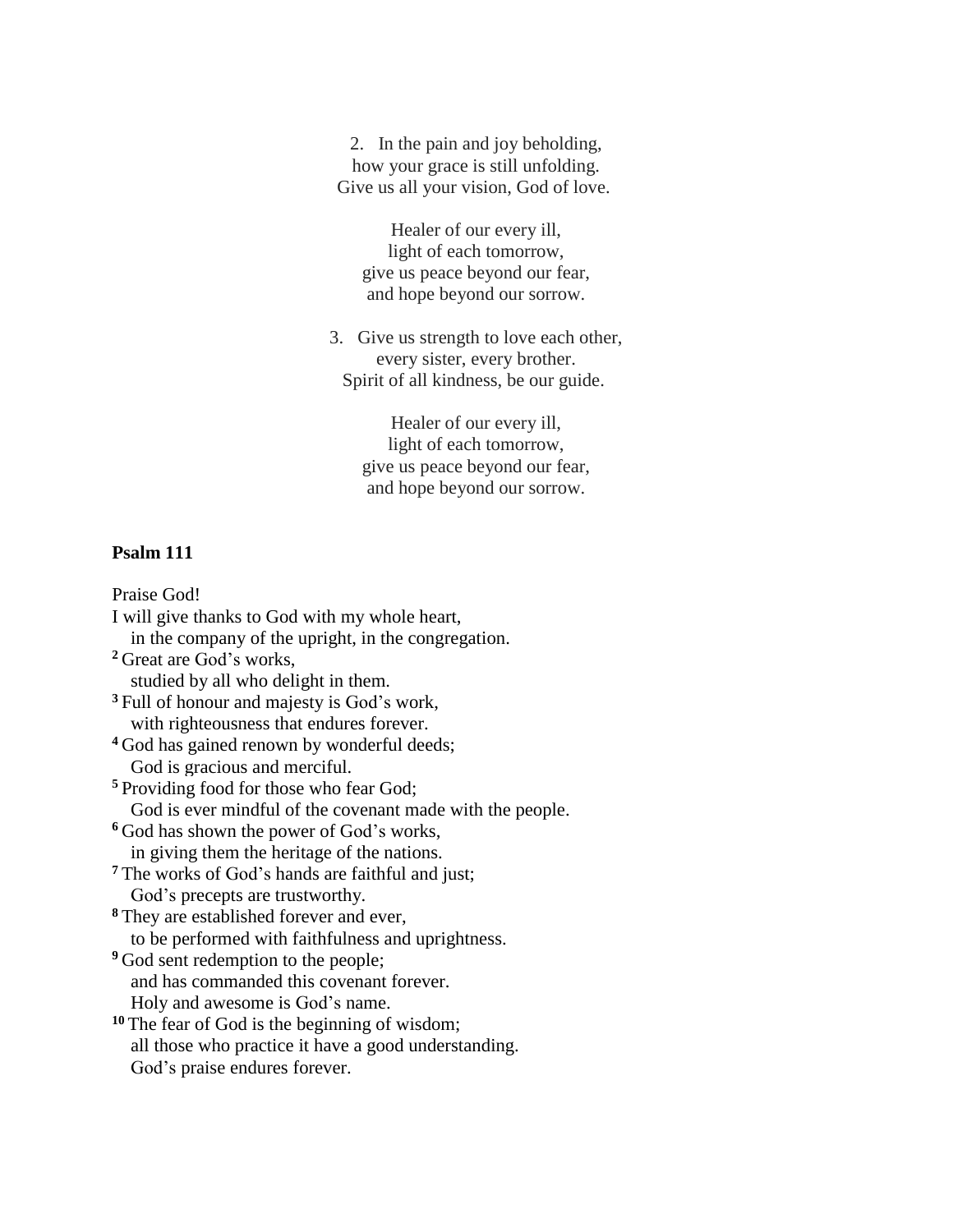2. In the pain and joy beholding,  
how your grace is still unfolding.  
Give us all your vision, God of love.

Healer of our every ill,  
light of each tomorrow,  
give us peace beyond our fear,  
and hope beyond our sorrow.

3. Give us strength to love each other,  
every sister, every brother.  
Spirit of all kindness, be our guide.

Healer of our every ill,  
light of each tomorrow,  
give us peace beyond our fear,  
and hope beyond our sorrow.

**Psalm 111**

Praise God!  
I will give thanks to God with my whole heart,  
  in the company of the upright, in the congregation.  
[2] Great are God's works,  
  studied by all who delight in them.  
[3] Full of honour and majesty is God's work,  
  with righteousness that endures forever.  
[4] God has gained renown by wonderful deeds;  
  God is gracious and merciful.  
[5] Providing food for those who fear God;  
  God is ever mindful of the covenant made with the people.  
[6] God has shown the power of God's works,  
  in giving them the heritage of the nations.  
[7] The works of God's hands are faithful and just;  
  God's precepts are trustworthy.  
[8] They are established forever and ever,  
  to be performed with faithfulness and uprightness.  
[9] God sent redemption to the people;  
  and has commanded this covenant forever.  
  Holy and awesome is God's name.  
[10] The fear of God is the beginning of wisdom;  
  all those who practice it have a good understanding.  
  God's praise endures forever.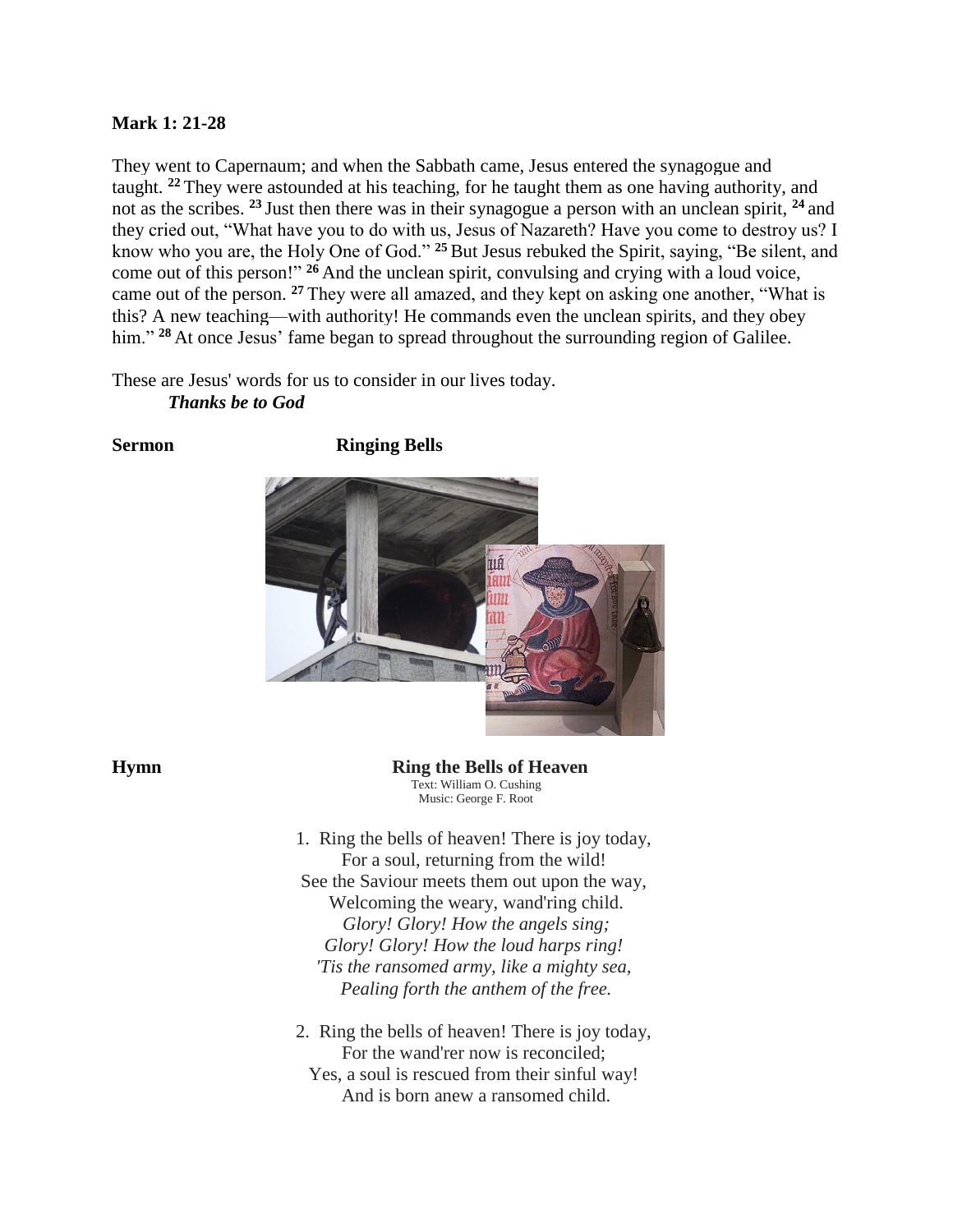**Mark 1: 21-28**

They went to Capernaum; and when the Sabbath came, Jesus entered the synagogue and taught. [22] They were astounded at his teaching, for he taught them as one having authority, and not as the scribes. [23] Just then there was in their synagogue a person with an unclean spirit, [24] and they cried out, "What have you to do with us, Jesus of Nazareth? Have you come to destroy us? I know who you are, the Holy One of God." [25] But Jesus rebuked the Spirit, saying, "Be silent, and come out of this person!" [26] And the unclean spirit, convulsing and crying with a loud voice, came out of the person. [27] They were all amazed, and they kept on asking one another, "What is this? A new teaching—with authority! He commands even the unclean spirits, and they obey him." [28] At once Jesus' fame began to spread throughout the surrounding region of Galilee.

These are Jesus' words for us to consider in our lives today.

***Thanks be to God***

**Sermon** **Ringing Bells**

**Hymn** **Ring the Bells of Heaven**

Text: William O. Cushing
Music: George F. Root

1. Ring the bells of heaven! There is joy today,
   For a soul, returning from the wild!
   See the Saviour meets them out upon the way,
   Welcoming the weary, wand'ring child.
   *Glory! Glory! How the angels sing;*
   *Glory! Glory! How the loud harps ring!*
   *'Tis the ransomed army, like a mighty sea,*
   *Pealing forth the anthem of the free.*

2. Ring the bells of heaven! There is joy today,
   For the wand'rer now is reconciled;
   Yes, a soul is rescued from their sinful way!
   And is born anew a ransomed child.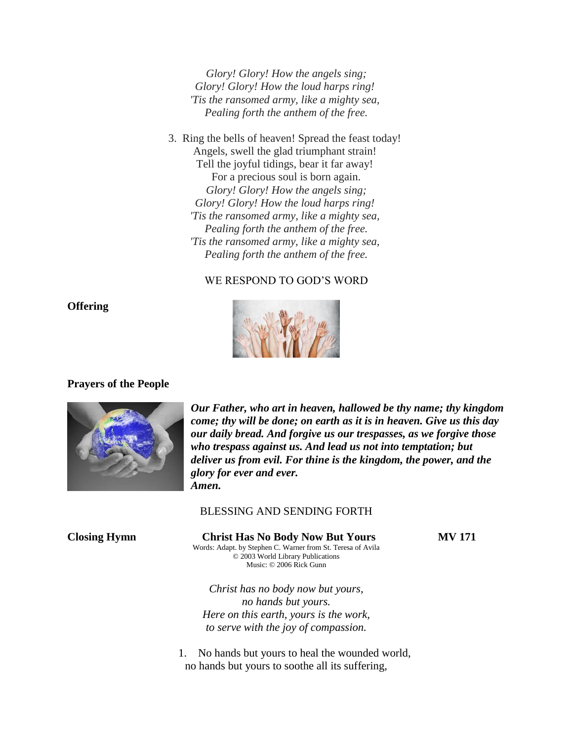*Glory! Glory! How the angels sing;*
*Glory! Glory! How the loud harps ring!*
*'Tis the ransomed army, like a mighty sea,*
*Pealing forth the anthem of the free.*

3. Ring the bells of heaven! Spread the feast today!
   Angels, swell the glad triumphant strain!
   Tell the joyful tidings, bear it far away!
   For a precious soul is born again.
   *Glory! Glory! How the angels sing;*
   *Glory! Glory! How the loud harps ring!*
   *'Tis the ransomed army, like a mighty sea,*
   *Pealing forth the anthem of the free.*
   *'Tis the ransomed army, like a mighty sea,*
   *Pealing forth the anthem of the free.*

WE RESPOND TO GOD'S WORD

**Offering**

**Prayers of the People**

***Our Father, who art in heaven, hallowed be thy name; thy kingdom come; thy will be done; on earth as it is in heaven. Give us this day our daily bread. And forgive us our trespasses, as we forgive those who trespass against us. And lead us not into temptation; but deliver us from evil. For thine is the kingdom, the power, and the glory for ever and ever.***
***Amen.***

BLESSING AND SENDING FORTH

**Closing Hymn** **Christ Has No Body Now But Yours** **MV 171**

Words: Adapt. by Stephen C. Warner from St. Teresa of Avila
© 2003 World Library Publications
Music: © 2006 Rick Gunn

*Christ has no body now but yours,*
*no hands but yours.*
*Here on this earth, yours is the work,*
*to serve with the joy of compassion.*

1. No hands but yours to heal the wounded world,
   no hands but yours to soothe all its suffering,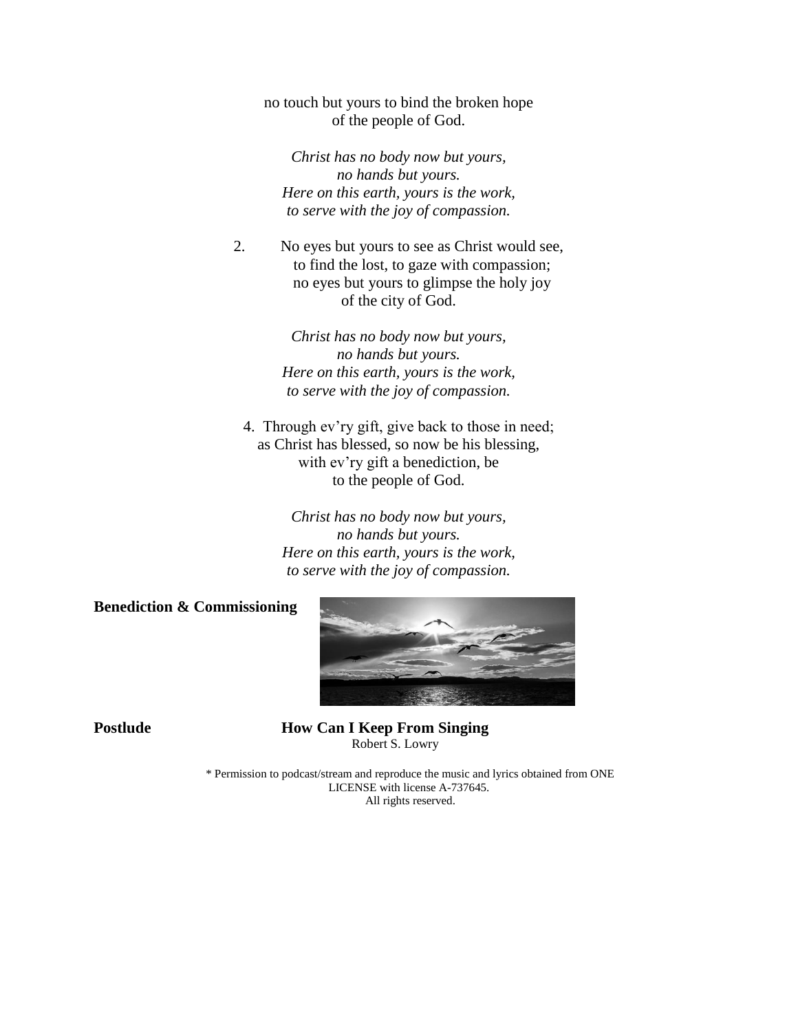no touch but yours to bind the broken hope
of the people of God.

*Christ has no body now but yours,*
*no hands but yours.*
*Here on this earth, yours is the work,*
*to serve with the joy of compassion.*

2. No eyes but yours to see as Christ would see,
to find the lost, to gaze with compassion;
no eyes but yours to glimpse the holy joy
of the city of God.

*Christ has no body now but yours,*
*no hands but yours.*
*Here on this earth, yours is the work,*
*to serve with the joy of compassion.*

4. Through ev'ry gift, give back to those in need;
as Christ has blessed, so now be his blessing,
with ev'ry gift a benediction, be
to the people of God.

*Christ has no body now but yours,*
*no hands but yours.*
*Here on this earth, yours is the work,*
*to serve with the joy of compassion.*

**Benediction & Commissioning**

**Postlude** **How Can I Keep From Singing**
Robert S. Lowry

* Permission to podcast/stream and reproduce the music and lyrics obtained from ONE LICENSE with license A-737645.
All rights reserved.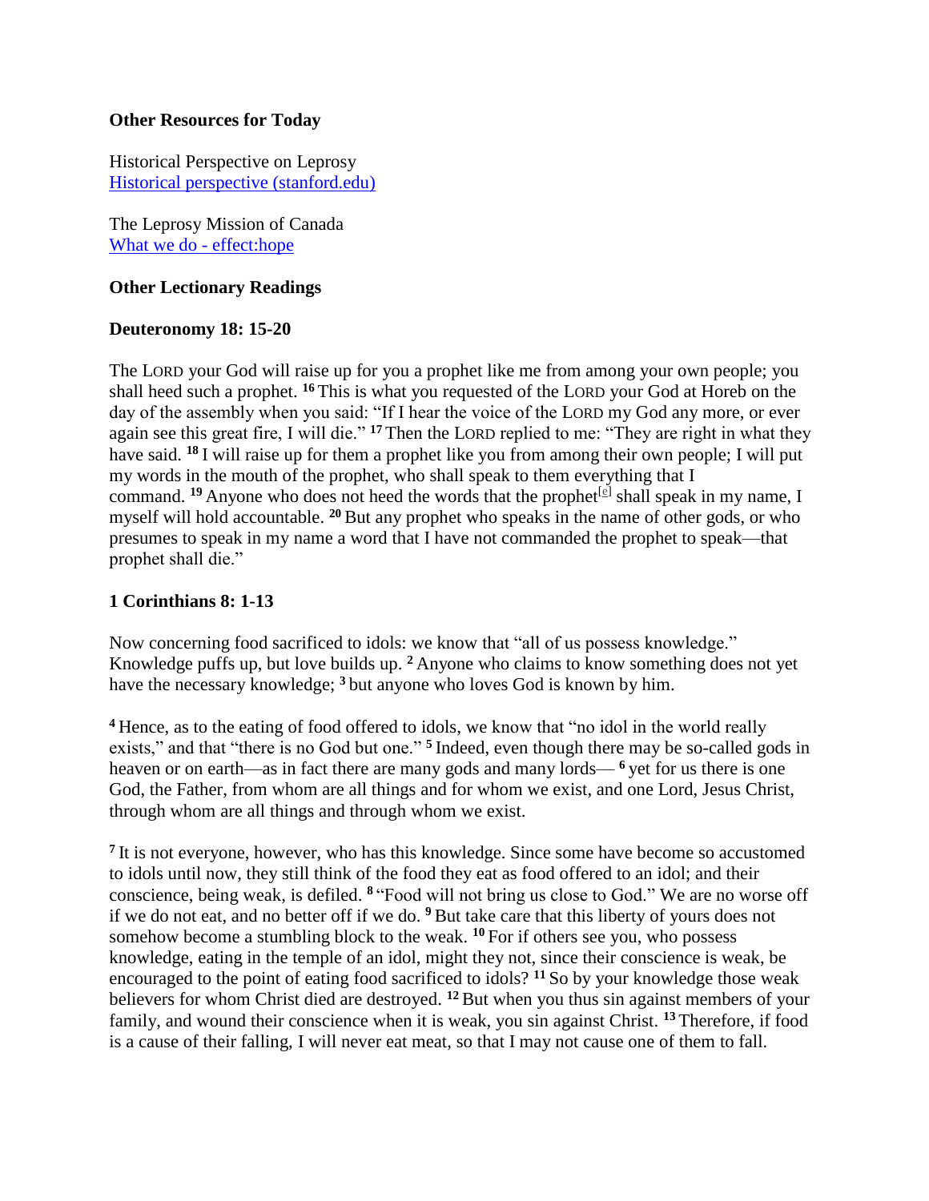**Other Resources for Today**

Historical Perspective on Leprosy
[Historical perspective (stanford.edu)](Historical perspective (stanford.edu))

The Leprosy Mission of Canada
[What we do - effect:hope](What we do - effect:hope)

**Other Lectionary Readings**

**Deuteronomy 18: 15-20**

The LORD your God will raise up for you a prophet like me from among your own people; you shall heed such a prophet. [16] This is what you requested of the LORD your God at Horeb on the day of the assembly when you said: "If I hear the voice of the LORD my God any more, or ever again see this great fire, I will die." [17] Then the LORD replied to me: "They are right in what they have said. [18] I will raise up for them a prophet like you from among their own people; I will put my words in the mouth of the prophet, who shall speak to them everything that I command. [19] Anyone who does not heed the words that the prophet[e] shall speak in my name, I myself will hold accountable. [20] But any prophet who speaks in the name of other gods, or who presumes to speak in my name a word that I have not commanded the prophet to speak—that prophet shall die."

**1 Corinthians 8: 1-13**

Now concerning food sacrificed to idols: we know that "all of us possess knowledge." Knowledge puffs up, but love builds up. [2] Anyone who claims to know something does not yet have the necessary knowledge; [3] but anyone who loves God is known by him.

[4] Hence, as to the eating of food offered to idols, we know that "no idol in the world really exists," and that "there is no God but one." [5] Indeed, even though there may be so-called gods in heaven or on earth—as in fact there are many gods and many lords— [6] yet for us there is one God, the Father, from whom are all things and for whom we exist, and one Lord, Jesus Christ, through whom are all things and through whom we exist.

[7] It is not everyone, however, who has this knowledge. Since some have become so accustomed to idols until now, they still think of the food they eat as food offered to an idol; and their conscience, being weak, is defiled. [8] "Food will not bring us close to God." We are no worse off if we do not eat, and no better off if we do. [9] But take care that this liberty of yours does not somehow become a stumbling block to the weak. [10] For if others see you, who possess knowledge, eating in the temple of an idol, might they not, since their conscience is weak, be encouraged to the point of eating food sacrificed to idols? [11] So by your knowledge those weak believers for whom Christ died are destroyed. [12] But when you thus sin against members of your family, and wound their conscience when it is weak, you sin against Christ. [13] Therefore, if food is a cause of their falling, I will never eat meat, so that I may not cause one of them to fall.